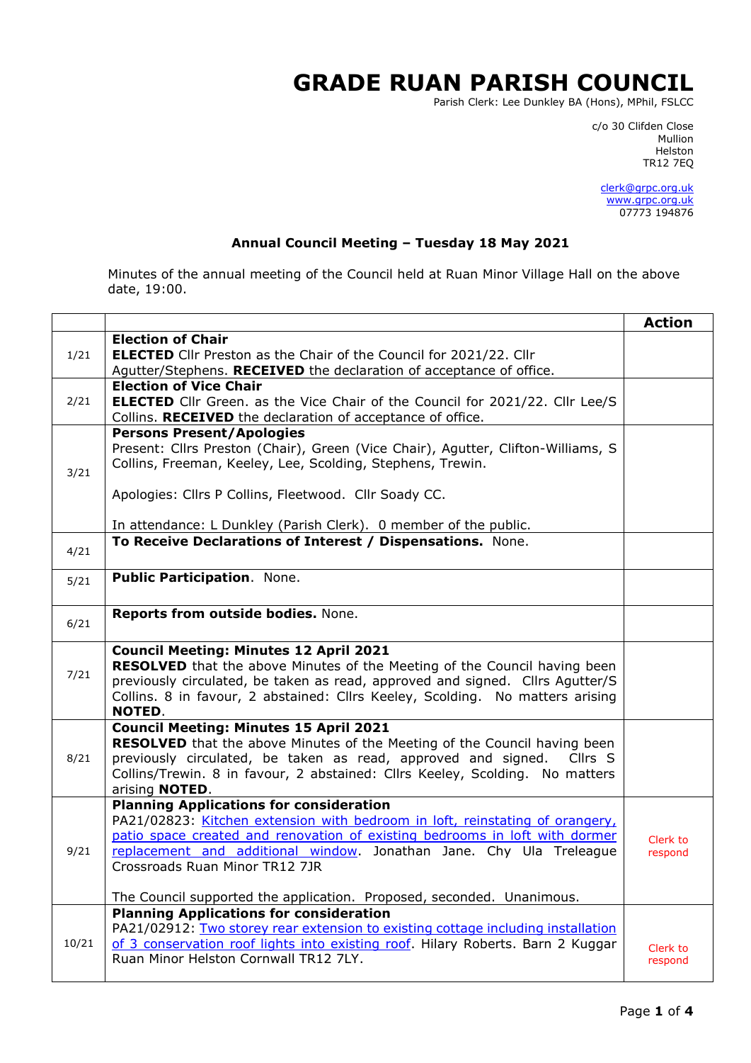# GRADE RUAN PARISH COUNCIL

Parish Clerk: Lee Dunkley BA (Hons), MPhil, FSLCC

c/o 30 Clifden Close
Mullion
Helston
TR12 7EQ

clerk@grpc.org.uk
www.grpc.org.uk
07773 194876

## Annual Council Meeting – Tuesday 18 May 2021

Minutes of the annual meeting of the Council held at Ruan Minor Village Hall on the above date, 19:00.

| | | Action |
|---|---|---|
| 1/21 | **Election of Chair**<br>**ELECTED** Cllr Preston as the Chair of the Council for 2021/22. Cllr Agutter/Stephens. **RECEIVED** the declaration of acceptance of office. | |
| 2/21 | **Election of Vice Chair**<br>**ELECTED** Cllr Green. as the Vice Chair of the Council for 2021/22. Cllr Lee/S Collins. **RECEIVED** the declaration of acceptance of office. | |
| 3/21 | **Persons Present/Apologies**<br>Present: Cllrs Preston (Chair), Green (Vice Chair), Agutter, Clifton-Williams, S Collins, Freeman, Keeley, Lee, Scolding, Stephens, Trewin.<br><br>Apologies: Cllrs P Collins, Fleetwood. Cllr Soady CC.<br><br>In attendance: L Dunkley (Parish Clerk). 0 member of the public. | |
| 4/21 | **To Receive Declarations of Interest / Dispensations.** None. | |
| 5/21 | **Public Participation**. None. | |
| 6/21 | **Reports from outside bodies.** None. | |
| 7/21 | **Council Meeting: Minutes 12 April 2021**<br>**RESOLVED** that the above Minutes of the Meeting of the Council having been previously circulated, be taken as read, approved and signed. Cllrs Agutter/S Collins. 8 in favour, 2 abstained: Cllrs Keeley, Scolding. No matters arising **NOTED**. | |
| 8/21 | **Council Meeting: Minutes 15 April 2021**<br>**RESOLVED** that the above Minutes of the Meeting of the Council having been previously circulated, be taken as read, approved and signed. Cllrs S Collins/Trewin. 8 in favour, 2 abstained: Cllrs Keeley, Scolding. No matters arising **NOTED**. | |
| 9/21 | **Planning Applications for consideration**<br>PA21/02823: Kitchen extension with bedroom in loft, reinstating of orangery, patio space created and renovation of existing bedrooms in loft with dormer replacement and additional window. Jonathan Jane. Chy Ula Treleague Crossroads Ruan Minor TR12 7JR<br><br>The Council supported the application. Proposed, seconded. Unanimous. | Clerk to respond |
| 10/21 | **Planning Applications for consideration**<br>PA21/02912: Two storey rear extension to existing cottage including installation of 3 conservation roof lights into existing roof. Hilary Roberts. Barn 2 Kuggar Ruan Minor Helston Cornwall TR12 7LY. | Clerk to respond |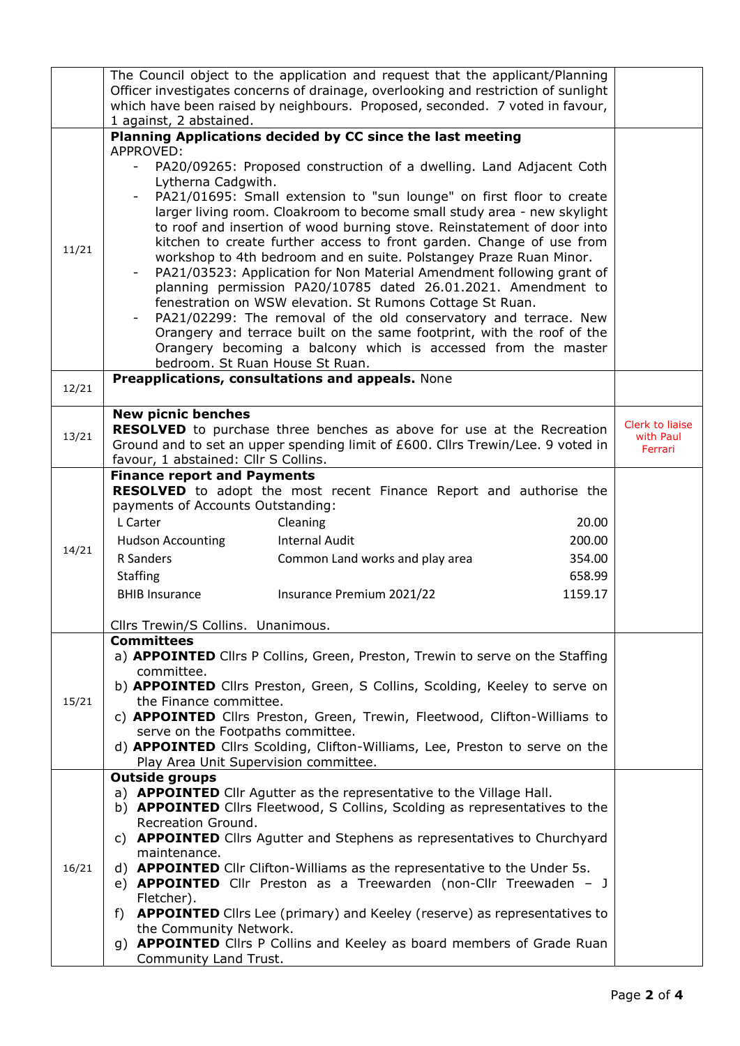| | | |
|---|---|---|
| | The Council object to the application and request that the applicant/Planning Officer investigates concerns of drainage, overlooking and restriction of sunlight which have been raised by neighbours. Proposed, seconded. 7 voted in favour, 1 against, 2 abstained. | |
| 11/21 | **Planning Applications decided by CC since the last meeting**<br>APPROVED:<br>- PA20/09265: Proposed construction of a dwelling. Land Adjacent Coth Lytherna Cadgwith.<br>- PA21/01695: Small extension to "sun lounge" on first floor to create larger living room. Cloakroom to become small study area - new skylight to roof and insertion of wood burning stove. Reinstatement of door into kitchen to create further access to front garden. Change of use from workshop to 4th bedroom and en suite. Polstangey Praze Ruan Minor.<br>- PA21/03523: Application for Non Material Amendment following grant of planning permission PA20/10785 dated 26.01.2021. Amendment to fenestration on WSW elevation. St Rumons Cottage St Ruan.<br>- PA21/02299: The removal of the old conservatory and terrace. New Orangery and terrace built on the same footprint, with the roof of the Orangery becoming a balcony which is accessed from the master bedroom. St Ruan House St Ruan. | |
| 12/21 | **Preapplications, consultations and appeals.** None | |
| 13/21 | **New picnic benches**<br>**RESOLVED** to purchase three benches as above for use at the Recreation Ground and to set an upper spending limit of £600. Cllrs Trewin/Lee. 9 voted in favour, 1 abstained: Cllr S Collins. | Clerk to liaise with Paul Ferrari |
| 14/21 | **Finance report and Payments**<br>**RESOLVED** to adopt the most recent Finance Report and authorise the payments of Accounts Outstanding:<br>L Carter — Cleaning — 20.00<br>Hudson Accounting — Internal Audit — 200.00<br>R Sanders — Common Land works and play area — 354.00<br>Staffing — 658.99<br>BHIB Insurance — Insurance Premium 2021/22 — 1159.17<br><br>Cllrs Trewin/S Collins. Unanimous. | |
| 15/21 | **Committees**<br>a) **APPOINTED** Cllrs P Collins, Green, Preston, Trewin to serve on the Staffing committee.<br>b) **APPOINTED** Cllrs Preston, Green, S Collins, Scolding, Keeley to serve on the Finance committee.<br>c) **APPOINTED** Cllrs Preston, Green, Trewin, Fleetwood, Clifton-Williams to serve on the Footpaths committee.<br>d) **APPOINTED** Cllrs Scolding, Clifton-Williams, Lee, Preston to serve on the Play Area Unit Supervision committee. | |
| 16/21 | **Outside groups**<br>a) **APPOINTED** Cllr Agutter as the representative to the Village Hall.<br>b) **APPOINTED** Cllrs Fleetwood, S Collins, Scolding as representatives to the Recreation Ground.<br>c) **APPOINTED** Cllrs Agutter and Stephens as representatives to Churchyard maintenance.<br>d) **APPOINTED** Cllr Clifton-Williams as the representative to the Under 5s.<br>e) **APPOINTED** Cllr Preston as a Treewarden (non-Cllr Treewaden – J Fletcher).<br>f) **APPOINTED** Cllrs Lee (primary) and Keeley (reserve) as representatives to the Community Network.<br>g) **APPOINTED** Cllrs P Collins and Keeley as board members of Grade Ruan Community Land Trust. | |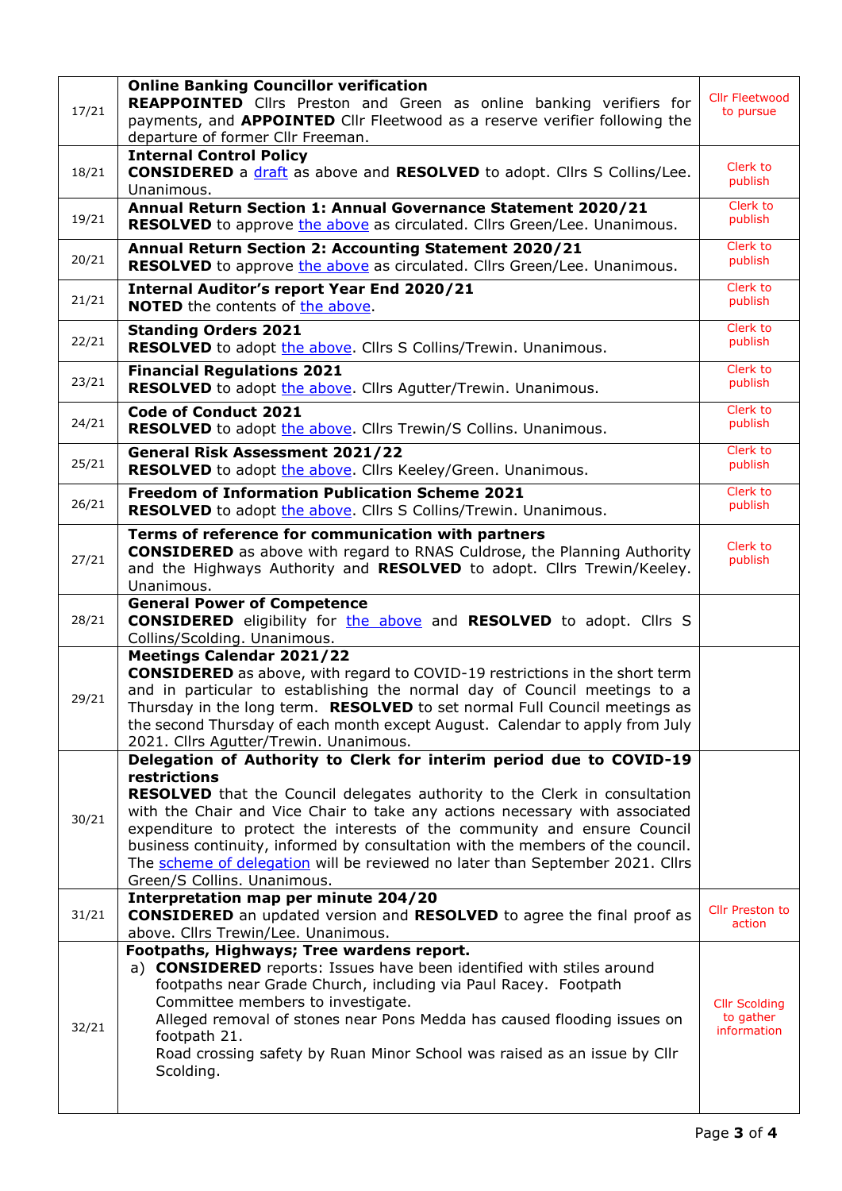| | | |
|---|---|---|
| 17/21 | **Online Banking Councillor verification**<br>**REAPPOINTED** Cllrs Preston and Green as online banking verifiers for payments, and **APPOINTED** Cllr Fleetwood as a reserve verifier following the departure of former Cllr Freeman. | Cllr Fleetwood to pursue |
| 18/21 | **Internal Control Policy**<br>**CONSIDERED** a draft as above and **RESOLVED** to adopt. Cllrs S Collins/Lee. Unanimous. | Clerk to publish |
| 19/21 | **Annual Return Section 1: Annual Governance Statement 2020/21**<br>**RESOLVED** to approve the above as circulated. Cllrs Green/Lee. Unanimous. | Clerk to publish |
| 20/21 | **Annual Return Section 2: Accounting Statement 2020/21**<br>**RESOLVED** to approve the above as circulated. Cllrs Green/Lee. Unanimous. | Clerk to publish |
| 21/21 | **Internal Auditor's report Year End 2020/21**<br>**NOTED** the contents of the above. | Clerk to publish |
| 22/21 | **Standing Orders 2021**<br>**RESOLVED** to adopt the above. Cllrs S Collins/Trewin. Unanimous. | Clerk to publish |
| 23/21 | **Financial Regulations 2021**<br>**RESOLVED** to adopt the above. Cllrs Agutter/Trewin. Unanimous. | Clerk to publish |
| 24/21 | **Code of Conduct 2021**<br>**RESOLVED** to adopt the above. Cllrs Trewin/S Collins. Unanimous. | Clerk to publish |
| 25/21 | **General Risk Assessment 2021/22**<br>**RESOLVED** to adopt the above. Cllrs Keeley/Green. Unanimous. | Clerk to publish |
| 26/21 | **Freedom of Information Publication Scheme 2021**<br>**RESOLVED** to adopt the above. Cllrs S Collins/Trewin. Unanimous. | Clerk to publish |
| 27/21 | **Terms of reference for communication with partners**<br>**CONSIDERED** as above with regard to RNAS Culdrose, the Planning Authority and the Highways Authority and **RESOLVED** to adopt. Cllrs Trewin/Keeley. Unanimous. | Clerk to publish |
| 28/21 | **General Power of Competence**<br>**CONSIDERED** eligibility for the above and **RESOLVED** to adopt. Cllrs S Collins/Scolding. Unanimous. | |
| 29/21 | **Meetings Calendar 2021/22**<br>**CONSIDERED** as above, with regard to COVID-19 restrictions in the short term and in particular to establishing the normal day of Council meetings to a Thursday in the long term. **RESOLVED** to set normal Full Council meetings as the second Thursday of each month except August. Calendar to apply from July 2021. Cllrs Agutter/Trewin. Unanimous. | |
| 30/21 | **Delegation of Authority to Clerk for interim period due to COVID-19 restrictions**<br>**RESOLVED** that the Council delegates authority to the Clerk in consultation with the Chair and Vice Chair to take any actions necessary with associated expenditure to protect the interests of the community and ensure Council business continuity, informed by consultation with the members of the council. The scheme of delegation will be reviewed no later than September 2021. Cllrs Green/S Collins. Unanimous. | |
| 31/21 | **Interpretation map per minute 204/20**<br>**CONSIDERED** an updated version and **RESOLVED** to agree the final proof as above. Cllrs Trewin/Lee. Unanimous. | Cllr Preston to action |
| 32/21 | **Footpaths, Highways; Tree wardens report.**<br>a) **CONSIDERED** reports: Issues have been identified with stiles around footpaths near Grade Church, including via Paul Racey. Footpath Committee members to investigate.<br>Alleged removal of stones near Pons Medda has caused flooding issues on footpath 21.<br>Road crossing safety by Ruan Minor School was raised as an issue by Cllr Scolding. | Cllr Scolding to gather information |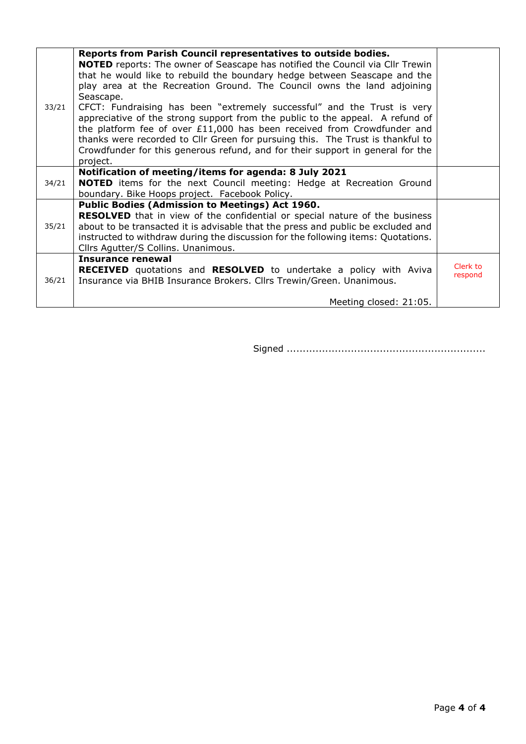| | | |
|---|---|---|
| 33/21 | **Reports from Parish Council representatives to outside bodies.** **NOTED** reports: The owner of Seascape has notified the Council via Cllr Trewin that he would like to rebuild the boundary hedge between Seascape and the play area at the Recreation Ground. The Council owns the land adjoining Seascape. CFCT: Fundraising has been "extremely successful" and the Trust is very appreciative of the strong support from the public to the appeal. A refund of the platform fee of over £11,000 has been received from Crowdfunder and thanks were recorded to Cllr Green for pursuing this. The Trust is thankful to Crowdfunder for this generous refund, and for their support in general for the project. | |
| 34/21 | **Notification of meeting/items for agenda: 8 July 2021** **NOTED** items for the next Council meeting: Hedge at Recreation Ground boundary. Bike Hoops project. Facebook Policy. | |
| 35/21 | **Public Bodies (Admission to Meetings) Act 1960.** **RESOLVED** that in view of the confidential or special nature of the business about to be transacted it is advisable that the press and public be excluded and instructed to withdraw during the discussion for the following items: Quotations. Cllrs Agutter/S Collins. Unanimous. | |
| 36/21 | **Insurance renewal** **RECEIVED** quotations and **RESOLVED** to undertake a policy with Aviva Insurance via BHIB Insurance Brokers. Cllrs Trewin/Green. Unanimous. Meeting closed: 21:05. | Clerk to respond |

Signed ..............................................................